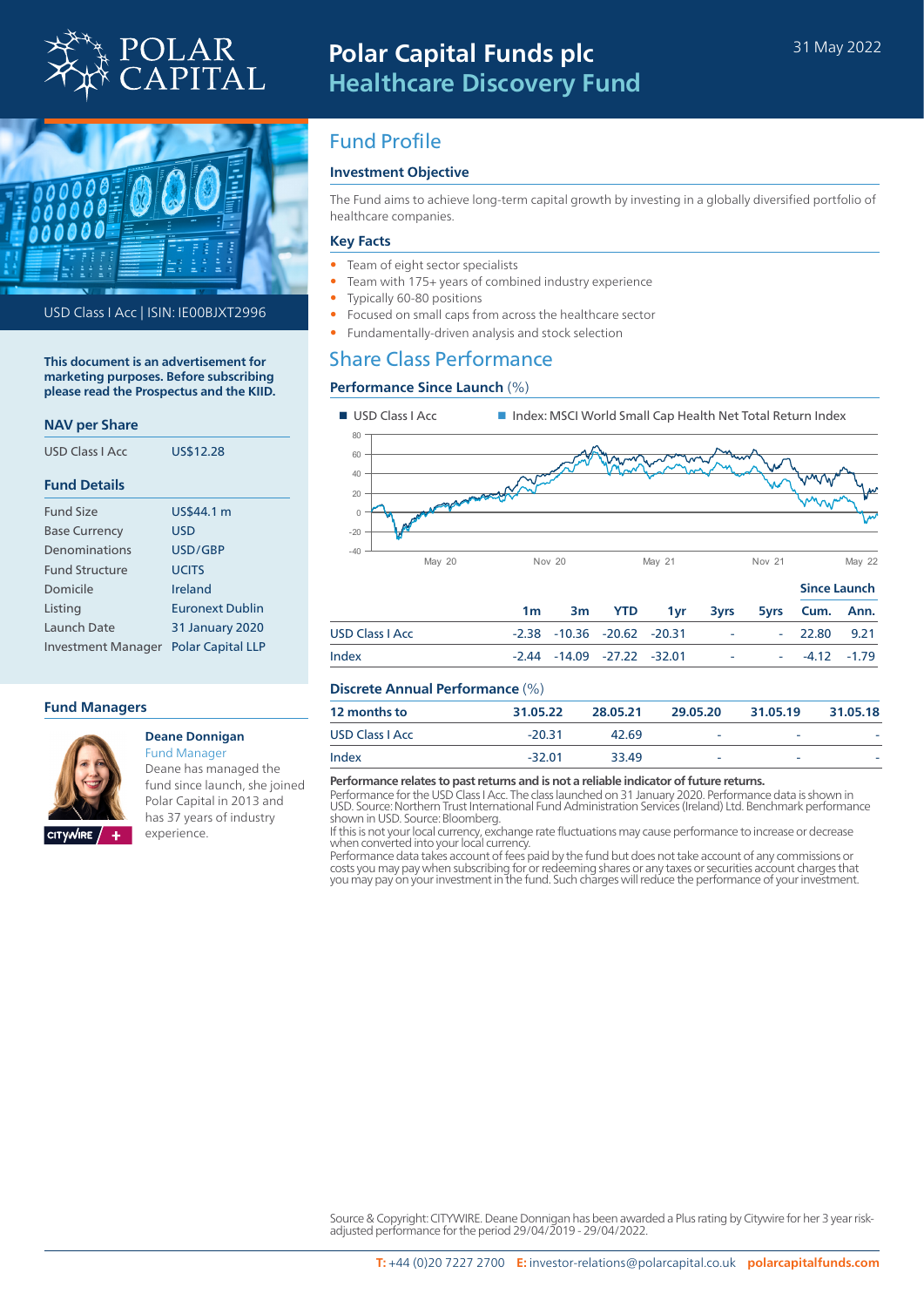# Polar Capital Funds plc
## Healthcare Discovery Fund

31 May 2022

USD Class I Acc | ISIN: IE00BJXT2996

**This document is an advertisement for marketing purposes. Before subscribing please read the Prospectus and the KIID.**

### NAV per Share

| | |
|---|---|
| USD Class I Acc | US$12.28 |

### Fund Details

| | |
|---|---|
| Fund Size | US$44.1 m |
| Base Currency | USD |
| Denominations | USD/GBP |
| Fund Structure | UCITS |
| Domicile | Ireland |
| Listing | Euronext Dublin |
| Launch Date | 31 January 2020 |
| Investment Manager | Polar Capital LLP |

### Fund Managers

**Deane Donnigan**
Fund Manager
Deane has managed the fund since launch, she joined Polar Capital in 2013 and has 37 years of industry experience.

## Fund Profile

### Investment Objective

The Fund aims to achieve long-term capital growth by investing in a globally diversified portfolio of healthcare companies.

### Key Facts

- Team of eight sector specialists
- Team with 175+ years of combined industry experience
- Typically 60-80 positions
- Focused on small caps from across the healthcare sector
- Fundamentally-driven analysis and stock selection

## Share Class Performance

### Performance Since Launch (%)

■ USD Class I Acc ■ Index: MSCI World Small Cap Health Net Total Return Index

| | 1m | 3m | YTD | 1yr | 3yrs | 5yrs | Since Launch Cum. | Since Launch Ann. |
|---|---|---|---|---|---|---|---|---|
| USD Class I Acc | -2.38 | -10.36 | -20.62 | -20.31 | - | - | 22.80 | 9.21 |
| Index | -2.44 | -14.09 | -27.22 | -32.01 | - | - | -4.12 | -1.79 |

### Discrete Annual Performance (%)

| 12 months to | 31.05.22 | 28.05.21 | 29.05.20 | 31.05.19 | 31.05.18 |
|---|---|---|---|---|---|
| USD Class I Acc | -20.31 | 42.69 | - | - | - |
| Index | -32.01 | 33.49 | - | - | - |

**Performance relates to past returns and is not a reliable indicator of future returns.**
Performance for the USD Class I Acc. The class launched on 31 January 2020. Performance data is shown in USD. Source: Northern Trust International Fund Administration Services (Ireland) Ltd. Benchmark performance shown in USD. Source: Bloomberg.
If this is not your local currency, exchange rate fluctuations may cause performance to increase or decrease when converted into your local currency.
Performance data takes account of fees paid by the fund but does not take account of any commissions or costs you may pay when subscribing for or redeeming shares or any taxes or securities account charges that you may pay on your investment in the fund. Such charges will reduce the performance of your investment.

Source & Copyright: CITYWIRE. Deane Donnigan has been awarded a Plus rating by Citywire for her 3 year risk-adjusted performance for the period 29/04/2019 - 29/04/2022.

**T:** +44 (0)20 7227 2700 **E:** investor-relations@polarcapital.co.uk **polarcapitalfunds.com**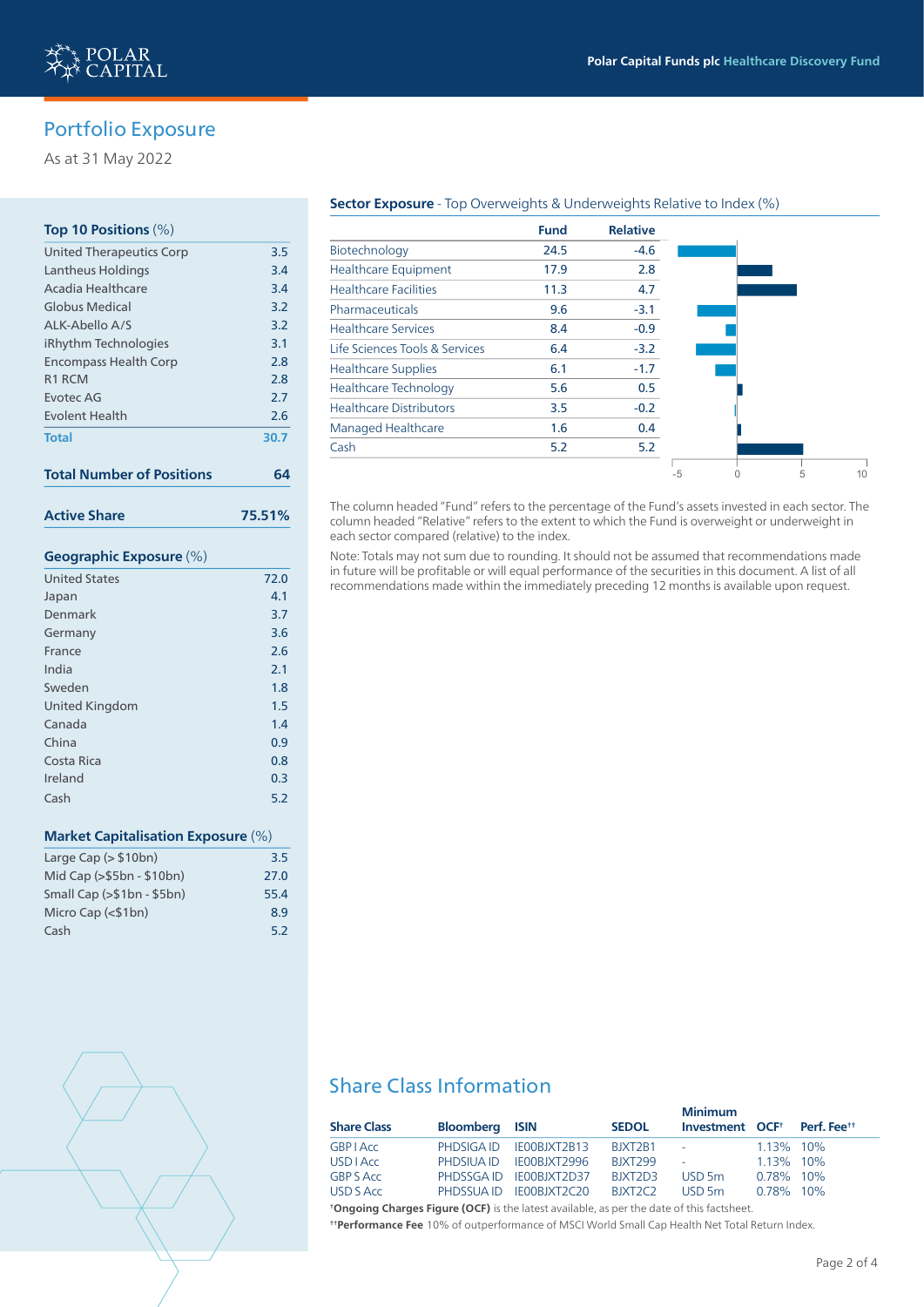# Portfolio Exposure

As at 31 May 2022

## Top 10 Positions (%)

| Position | % |
|---|---|
| United Therapeutics Corp | 3.5 |
| Lantheus Holdings | 3.4 |
| Acadia Healthcare | 3.4 |
| Globus Medical | 3.2 |
| ALK-Abello A/S | 3.2 |
| iRhythm Technologies | 3.1 |
| Encompass Health Corp | 2.8 |
| R1 RCM | 2.8 |
| Evotec AG | 2.7 |
| Evolent Health | 2.6 |
| **Total** | **30.7** |

**Total Number of Positions** **64**

**Active Share** **75.51%**

## Geographic Exposure (%)

| Country | % |
|---|---|
| United States | 72.0 |
| Japan | 4.1 |
| Denmark | 3.7 |
| Germany | 3.6 |
| France | 2.6 |
| India | 2.1 |
| Sweden | 1.8 |
| United Kingdom | 1.5 |
| Canada | 1.4 |
| China | 0.9 |
| Costa Rica | 0.8 |
| Ireland | 0.3 |
| Cash | 5.2 |

## Market Capitalisation Exposure (%)

| Market Cap | % |
|---|---|
| Large Cap (> $10bn) | 3.5 |
| Mid Cap (>$5bn - $10bn) | 27.0 |
| Small Cap (>$1bn - $5bn) | 55.4 |
| Micro Cap (<$1bn) | 8.9 |
| Cash | 5.2 |

## Sector Exposure - Top Overweights & Underweights Relative to Index (%)

| Sector | Fund | Relative |
|---|---|---|
| Biotechnology | 24.5 | -4.6 |
| Healthcare Equipment | 17.9 | 2.8 |
| Healthcare Facilities | 11.3 | 4.7 |
| Pharmaceuticals | 9.6 | -3.1 |
| Healthcare Services | 8.4 | -0.9 |
| Life Sciences Tools & Services | 6.4 | -3.2 |
| Healthcare Supplies | 6.1 | -1.7 |
| Healthcare Technology | 5.6 | 0.5 |
| Healthcare Distributors | 3.5 | -0.2 |
| Managed Healthcare | 1.6 | 0.4 |
| Cash | 5.2 | 5.2 |

The column headed "Fund" refers to the percentage of the Fund's assets invested in each sector. The column headed "Relative" refers to the extent to which the Fund is overweight or underweight in each sector compared (relative) to the index.

Note: Totals may not sum due to rounding. It should not be assumed that recommendations made in future will be profitable or will equal performance of the securities in this document. A list of all recommendations made within the immediately preceding 12 months is available upon request.

## Share Class Information

| Share Class | Bloomberg | ISIN | SEDOL | Minimum Investment | OCF† | Perf. Fee†† |
|---|---|---|---|---|---|---|
| GBP I Acc | PHDSIGA ID | IE00BJXT2B13 | BJXT2B1 | - | 1.13% | 10% |
| USD I Acc | PHDSIUA ID | IE00BJXT2996 | BJXT299 | - | 1.13% | 10% |
| GBP S Acc | PHDSSGA ID | IE00BJXT2D37 | BJXT2D3 | USD 5m | 0.78% | 10% |
| USD S Acc | PHDSSUA ID | IE00BJXT2C20 | BJXT2C2 | USD 5m | 0.78% | 10% |

†**Ongoing Charges Figure (OCF)** is the latest available, as per the date of this factsheet.

††**Performance Fee** 10% of outperformance of MSCI World Small Cap Health Net Total Return Index.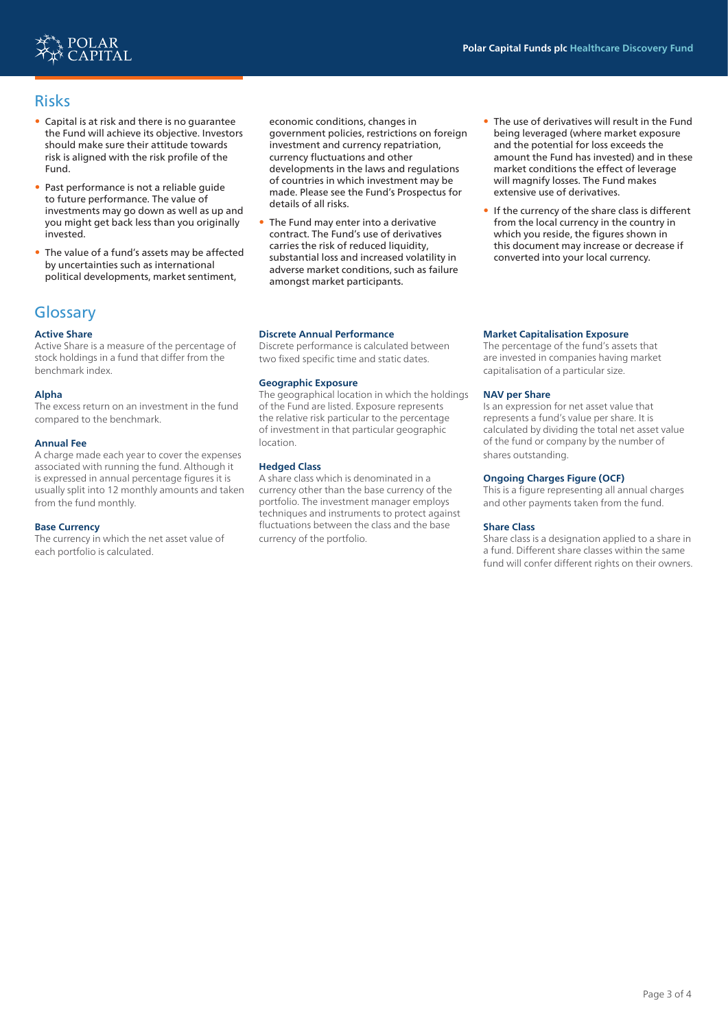## Risks

- Capital is at risk and there is no guarantee the Fund will achieve its objective. Investors should make sure their attitude towards risk is aligned with the risk profile of the Fund.
- Past performance is not a reliable guide to future performance. The value of investments may go down as well as up and you might get back less than you originally invested.
- The value of a fund's assets may be affected by uncertainties such as international political developments, market sentiment, economic conditions, changes in government policies, restrictions on foreign investment and currency repatriation, currency fluctuations and other developments in the laws and regulations of countries in which investment may be made. Please see the Fund's Prospectus for details of all risks.
- The Fund may enter into a derivative contract. The Fund's use of derivatives carries the risk of reduced liquidity, substantial loss and increased volatility in adverse market conditions, such as failure amongst market participants.
- The use of derivatives will result in the Fund being leveraged (where market exposure and the potential for loss exceeds the amount the Fund has invested) and in these market conditions the effect of leverage will magnify losses. The Fund makes extensive use of derivatives.
- If the currency of the share class is different from the local currency in the country in which you reside, the figures shown in this document may increase or decrease if converted into your local currency.

## Glossary

**Active Share**
Active Share is a measure of the percentage of stock holdings in a fund that differ from the benchmark index.

**Alpha**
The excess return on an investment in the fund compared to the benchmark.

**Annual Fee**
A charge made each year to cover the expenses associated with running the fund. Although it is expressed in annual percentage figures it is usually split into 12 monthly amounts and taken from the fund monthly.

**Base Currency**
The currency in which the net asset value of each portfolio is calculated.

**Discrete Annual Performance**
Discrete performance is calculated between two fixed specific time and static dates.

**Geographic Exposure**
The geographical location in which the holdings of the Fund are listed. Exposure represents the relative risk particular to the percentage of investment in that particular geographic location.

**Hedged Class**
A share class which is denominated in a currency other than the base currency of the portfolio. The investment manager employs techniques and instruments to protect against fluctuations between the class and the base currency of the portfolio.

**Market Capitalisation Exposure**
The percentage of the fund's assets that are invested in companies having market capitalisation of a particular size.

**NAV per Share**
Is an expression for net asset value that represents a fund's value per share. It is calculated by dividing the total net asset value of the fund or company by the number of shares outstanding.

**Ongoing Charges Figure (OCF)**
This is a figure representing all annual charges and other payments taken from the fund.

**Share Class**
Share class is a designation applied to a share in a fund. Different share classes within the same fund will confer different rights on their owners.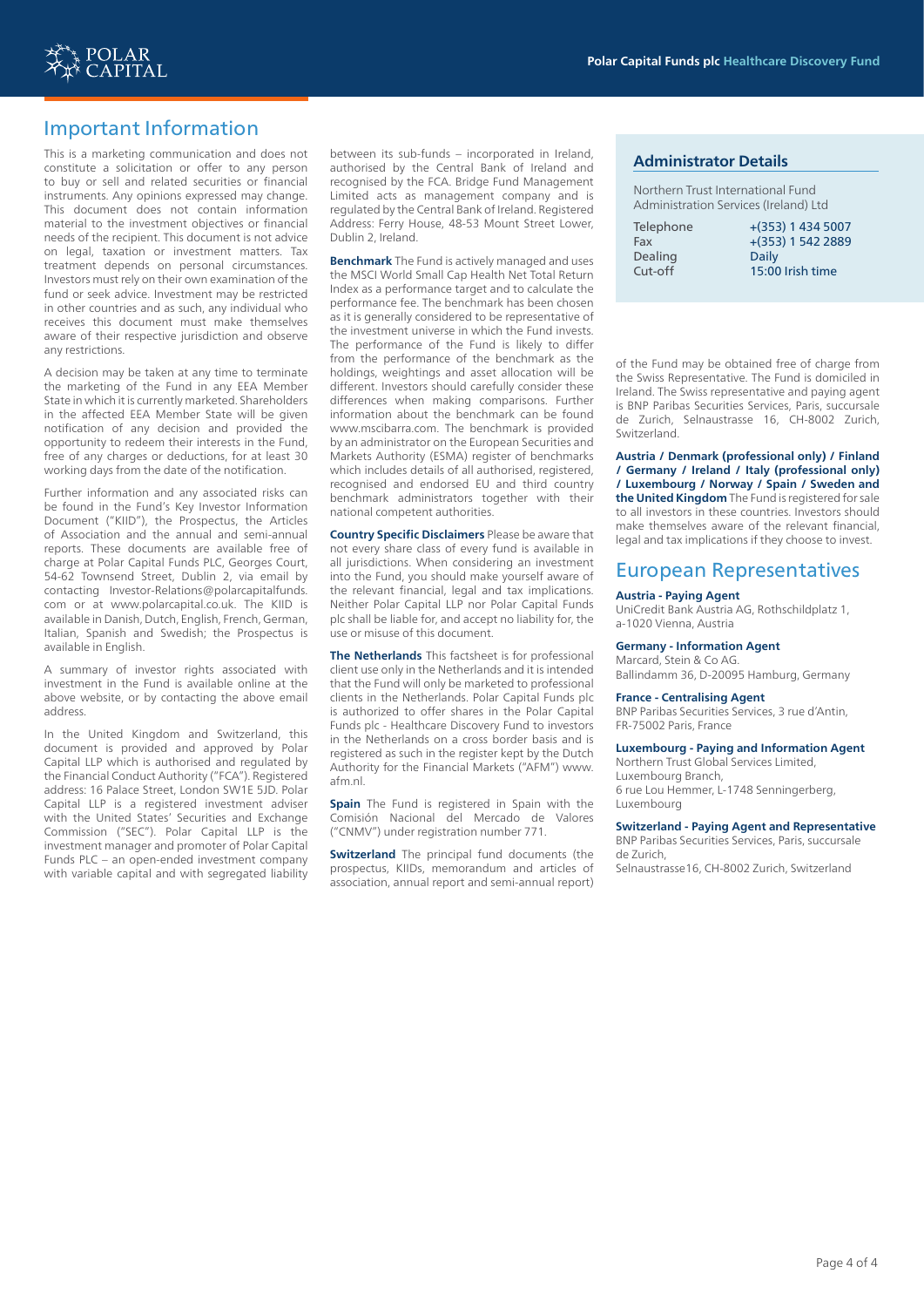## Important Information

This is a marketing communication and does not constitute a solicitation or offer to any person to buy or sell and related securities or financial instruments. Any opinions expressed may change. This document does not contain information material to the investment objectives or financial needs of the recipient. This document is not advice on legal, taxation or investment matters. Tax treatment depends on personal circumstances. Investors must rely on their own examination of the fund or seek advice. Investment may be restricted in other countries and as such, any individual who receives this document must make themselves aware of their respective jurisdiction and observe any restrictions.

A decision may be taken at any time to terminate the marketing of the Fund in any EEA Member State in which it is currently marketed. Shareholders in the affected EEA Member State will be given notification of any decision and provided the opportunity to redeem their interests in the Fund, free of any charges or deductions, for at least 30 working days from the date of the notification.

Further information and any associated risks can be found in the Fund's Key Investor Information Document ("KIID"), the Prospectus, the Articles of Association and the annual and semi-annual reports. These documents are available free of charge at Polar Capital Funds PLC, Georges Court, 54-62 Townsend Street, Dublin 2, via email by contacting Investor-Relations@polarcapitalfunds.com or at www.polarcapital.co.uk. The KIID is available in Danish, Dutch, English, French, German, Italian, Spanish and Swedish; the Prospectus is available in English.

A summary of investor rights associated with investment in the Fund is available online at the above website, or by contacting the above email address.

In the United Kingdom and Switzerland, this document is provided and approved by Polar Capital LLP which is authorised and regulated by the Financial Conduct Authority ("FCA"). Registered address: 16 Palace Street, London SW1E 5JD. Polar Capital LLP is a registered investment adviser with the United States' Securities and Exchange Commission ("SEC"). Polar Capital LLP is the investment manager and promoter of Polar Capital Funds PLC – an open-ended investment company with variable capital and with segregated liability between its sub-funds – incorporated in Ireland, authorised by the Central Bank of Ireland and recognised by the FCA. Bridge Fund Management Limited acts as management company and is regulated by the Central Bank of Ireland. Registered Address: Ferry House, 48-53 Mount Street Lower, Dublin 2, Ireland.

**Benchmark** The Fund is actively managed and uses the MSCI World Small Cap Health Net Total Return Index as a performance target and to calculate the performance fee. The benchmark has been chosen as it is generally considered to be representative of the investment universe in which the Fund invests. The performance of the Fund is likely to differ from the performance of the benchmark as the holdings, weightings and asset allocation will be different. Investors should carefully consider these differences when making comparisons. Further information about the benchmark can be found www.mscibarra.com. The benchmark is provided by an administrator on the European Securities and Markets Authority (ESMA) register of benchmarks which includes details of all authorised, registered, recognised and endorsed EU and third country benchmark administrators together with their national competent authorities.

**Country Specific Disclaimers** Please be aware that not every share class of every fund is available in all jurisdictions. When considering an investment into the Fund, you should make yourself aware of the relevant financial, legal and tax implications. Neither Polar Capital LLP nor Polar Capital Funds plc shall be liable for, and accept no liability for, the use or misuse of this document.

**The Netherlands** This factsheet is for professional client use only in the Netherlands and it is intended that the Fund will only be marketed to professional clients in the Netherlands. Polar Capital Funds plc is authorized to offer shares in the Polar Capital Funds plc - Healthcare Discovery Fund to investors in the Netherlands on a cross border basis and is registered as such in the register kept by the Dutch Authority for the Financial Markets ("AFM") www.afm.nl.

**Spain** The Fund is registered in Spain with the Comisión Nacional del Mercado de Valores ("CNMV") under registration number 771.

**Switzerland** The principal fund documents (the prospectus, KIIDs, memorandum and articles of association, annual report and semi-annual report) of the Fund may be obtained free of charge from the Swiss Representative. The Fund is domiciled in Ireland. The Swiss representative and paying agent is BNP Paribas Securities Services, Paris, succursale de Zurich, Selnaustrasse 16, CH-8002 Zurich, Switzerland.

**Austria / Denmark (professional only) / Finland / Germany / Ireland / Italy (professional only) / Luxembourg / Norway / Spain / Sweden and the United Kingdom** The Fund is registered for sale to all investors in these countries. Investors should make themselves aware of the relevant financial, legal and tax implications if they choose to invest.

### Administrator Details

Northern Trust International Fund Administration Services (Ireland) Ltd

| | |
|---|---|
| Telephone | +(353) 1 434 5007 |
| Fax | +(353) 1 542 2889 |
| Dealing | Daily |
| Cut-off | 15:00 Irish time |

## European Representatives

**Austria - Paying Agent**
UniCredit Bank Austria AG, Rothschildplatz 1, a-1020 Vienna, Austria

**Germany - Information Agent**
Marcard, Stein & Co AG.
Ballindamm 36, D-20095 Hamburg, Germany

**France - Centralising Agent**
BNP Paribas Securities Services, 3 rue d'Antin, FR-75002 Paris, France

**Luxembourg - Paying and Information Agent**
Northern Trust Global Services Limited, Luxembourg Branch,
6 rue Lou Hemmer, L-1748 Senningerberg, Luxembourg

**Switzerland - Paying Agent and Representative**
BNP Paribas Securities Services, Paris, succursale de Zurich,
Selnaustrasse16, CH-8002 Zurich, Switzerland